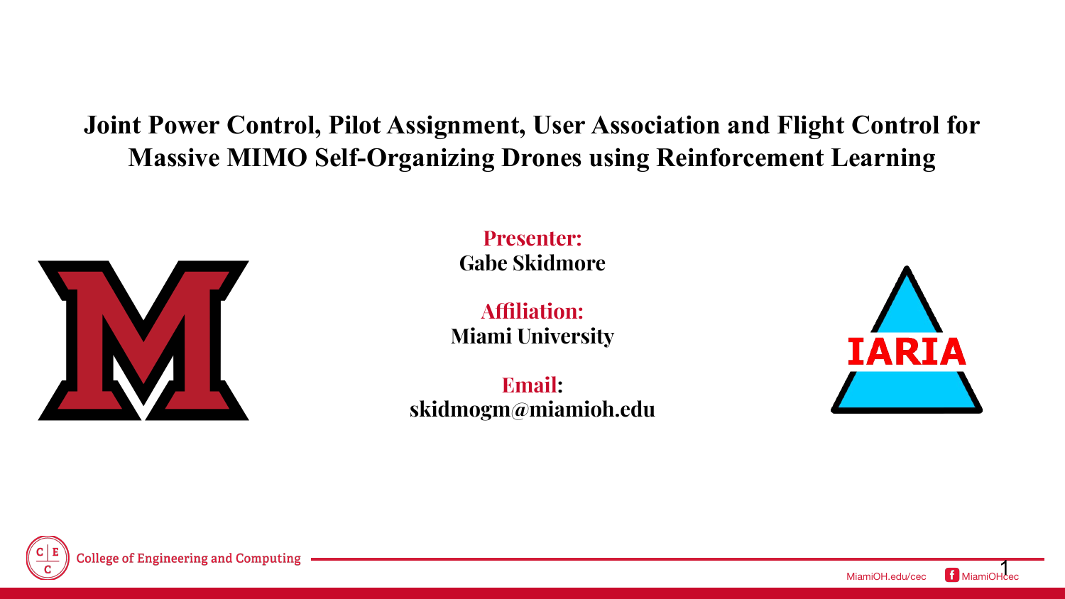# Joint Power Control, Pilot Assignment, User Association and Flight Control for Massive MIMO Self-Organizing Drones using Reinforcement Learning

**Presenter:**
**Gabe Skidmore**

**Affiliation:**
**Miami University**

**Email:**
**skidmogm@miamioh.edu**

College of Engineering and Computing

MiamiOH.edu/cec MiamiOHcec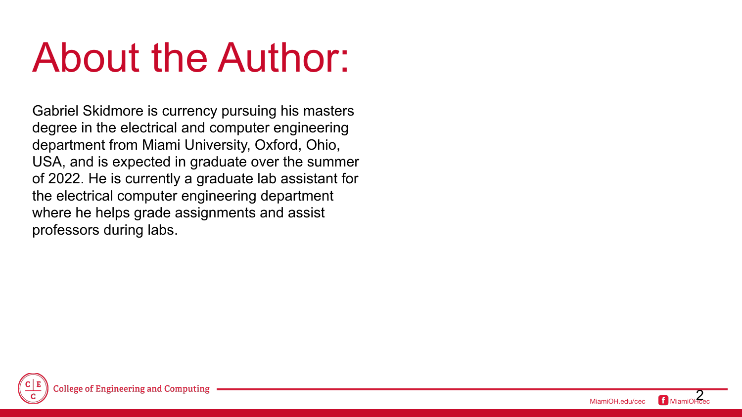# About the Author:

Gabriel Skidmore is currency pursuing his masters degree in the electrical and computer engineering department from Miami University, Oxford, Ohio, USA, and is expected in graduate over the summer of 2022. He is currently a graduate lab assistant for the electrical computer engineering department where he helps grade assignments and assist professors during labs.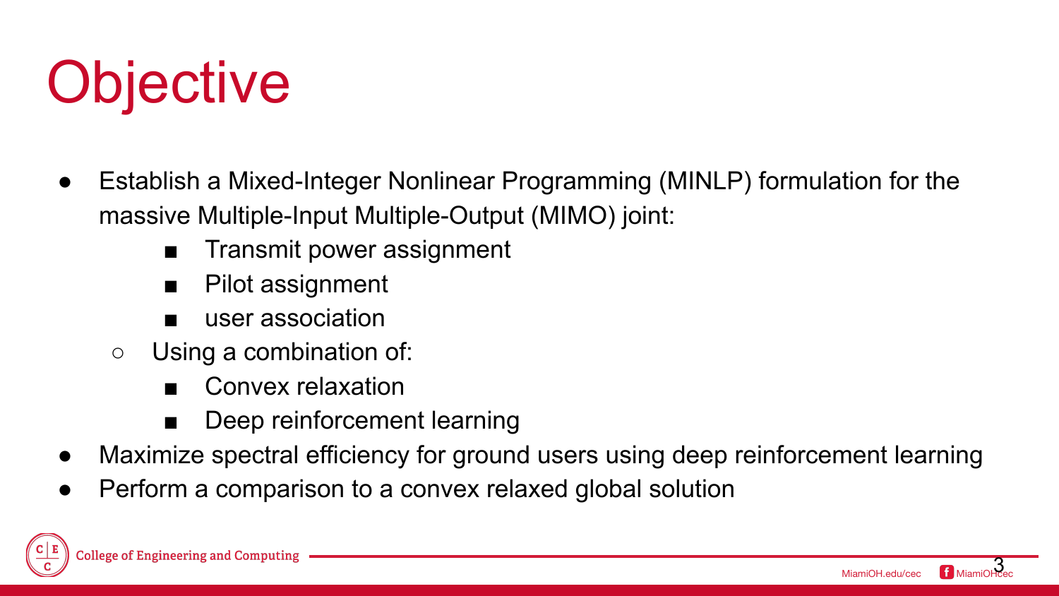# Objective

- Establish a Mixed-Integer Nonlinear Programming (MINLP) formulation for the massive Multiple-Input Multiple-Output (MIMO) joint:
    - Transmit power assignment
    - Pilot assignment
    - user association
  - Using a combination of:
    - Convex relaxation
    - Deep reinforcement learning
- Maximize spectral efficiency for ground users using deep reinforcement learning
- Perform a comparison to a convex relaxed global solution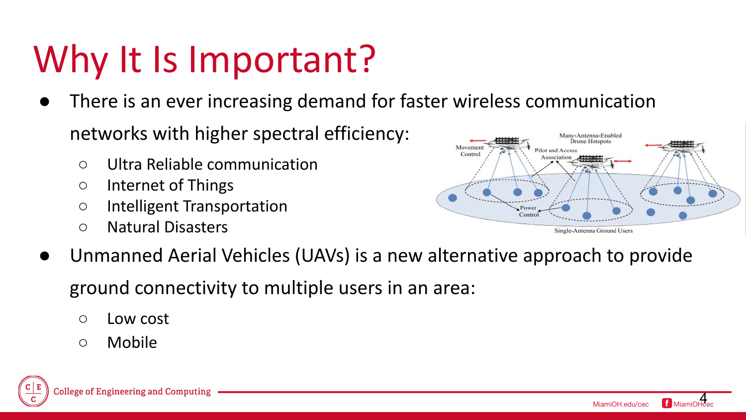# Why It Is Important?

- There is an ever increasing demand for faster wireless communication networks with higher spectral efficiency:
  - Ultra Reliable communication
  - Internet of Things
  - Intelligent Transportation
  - Natural Disasters
- Unmanned Aerial Vehicles (UAVs) is a new alternative approach to provide ground connectivity to multiple users in an area:
  - Low cost
  - Mobile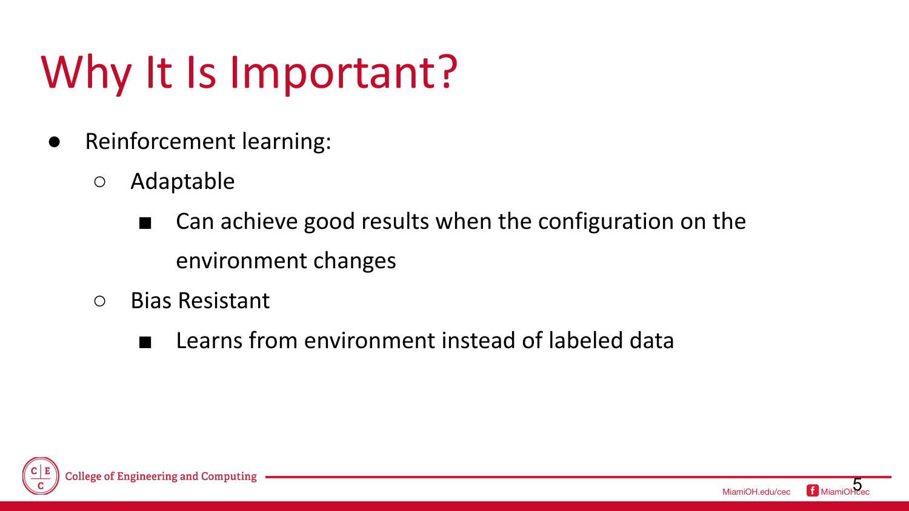# Why It Is Important?

- Reinforcement learning:
  - Adaptable
    - Can achieve good results when the configuration on the environment changes
  - Bias Resistant
    - Learns from environment instead of labeled data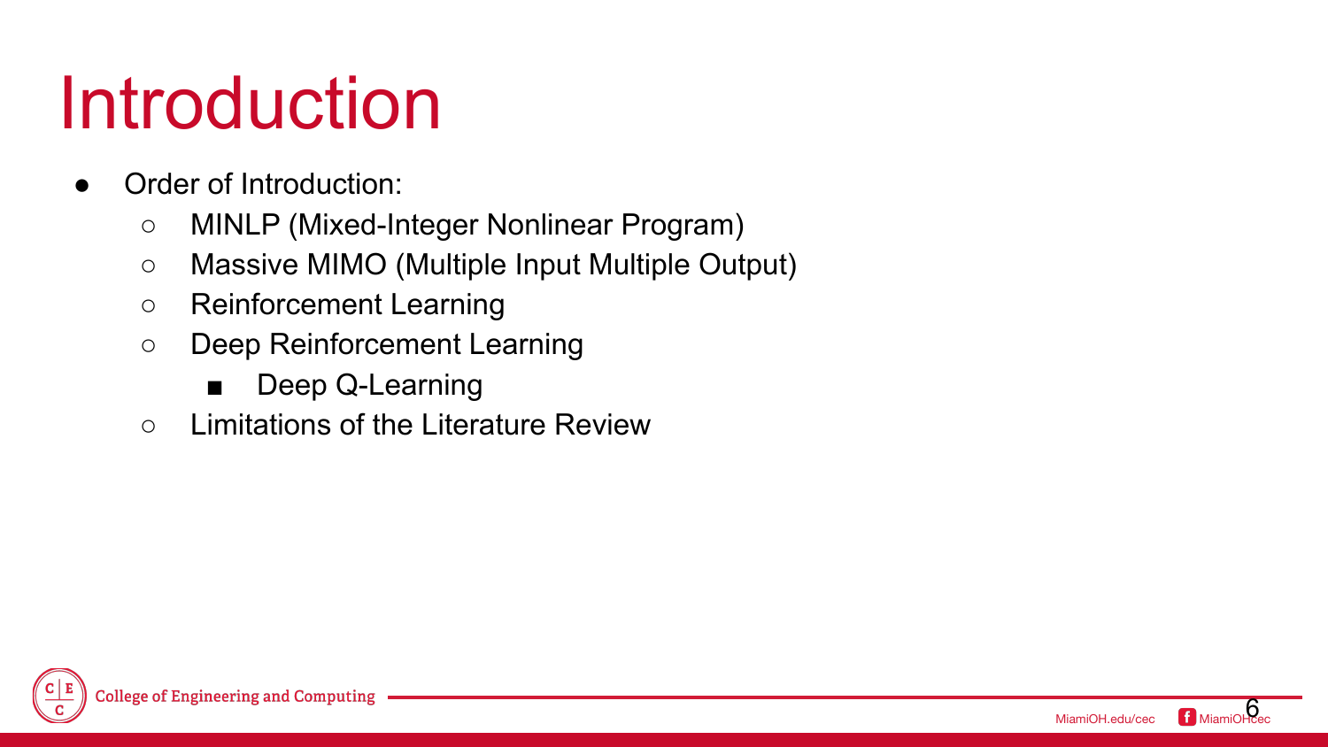# Introduction

- Order of Introduction:
  - MINLP (Mixed-Integer Nonlinear Program)
  - Massive MIMO (Multiple Input Multiple Output)
  - Reinforcement Learning
  - Deep Reinforcement Learning
    - Deep Q-Learning
  - Limitations of the Literature Review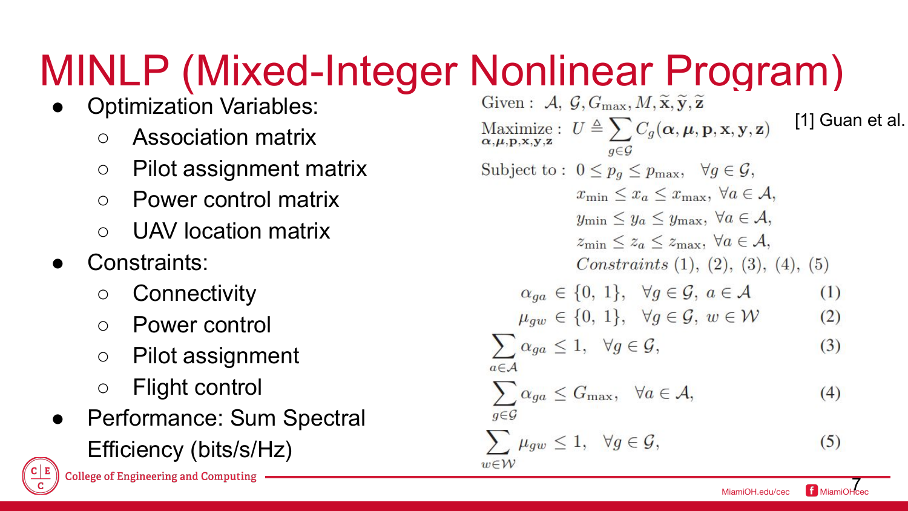# MINLP (Mixed-Integer Nonlinear Program)

- Optimization Variables:
  - Association matrix
  - Pilot assignment matrix
  - Power control matrix
  - UAV location matrix
- Constraints:
  - Connectivity
  - Power control
  - Pilot assignment
  - Flight control
- Performance: Sum Spectral Efficiency (bits/s/Hz)

[1] Guan et al.

$$
\begin{aligned}
&\text{Given}: \ \mathcal{A}, \mathcal{G}, G_{\max}, M, \widetilde{\mathbf{x}}, \widetilde{\mathbf{y}}, \widetilde{\mathbf{z}} \\
&\underset{\boldsymbol{\alpha}, \boldsymbol{\mu}, \mathbf{p}, \mathbf{x}, \mathbf{y}, \mathbf{z}}{\text{Maximize}}: \ U \triangleq \sum_{g \in \mathcal{G}} C_g(\boldsymbol{\alpha}, \boldsymbol{\mu}, \mathbf{p}, \mathbf{x}, \mathbf{y}, \mathbf{z}) \\
&\text{Subject to}: \ 0 \leq p_g \leq p_{\max}, \quad \forall g \in \mathcal{G}, \\
&\qquad x_{\min} \leq x_a \leq x_{\max}, \ \forall a \in \mathcal{A}, \\
&\qquad y_{\min} \leq y_a \leq y_{\max}, \ \forall a \in \mathcal{A}, \\
&\qquad z_{\min} \leq z_a \leq z_{\max}, \ \forall a \in \mathcal{A}, \\
&\qquad \textit{Constraints } (1), (2), (3), (4), (5)
\end{aligned}
$$

$$\alpha_{ga} \in \{0, 1\}, \quad \forall g \in \mathcal{G}, \ a \in \mathcal{A} \tag{1}$$

$$\mu_{gw} \in \{0, 1\}, \quad \forall g \in \mathcal{G}, \ w \in \mathcal{W} \tag{2}$$

$$\sum_{a \in \mathcal{A}} \alpha_{ga} \leq 1, \quad \forall g \in \mathcal{G}, \tag{3}$$

$$\sum_{g \in \mathcal{G}} \alpha_{ga} \leq G_{\max}, \quad \forall a \in \mathcal{A}, \tag{4}$$

$$\sum_{w \in \mathcal{W}} \mu_{gw} \leq 1, \quad \forall g \in \mathcal{G}, \tag{5}$$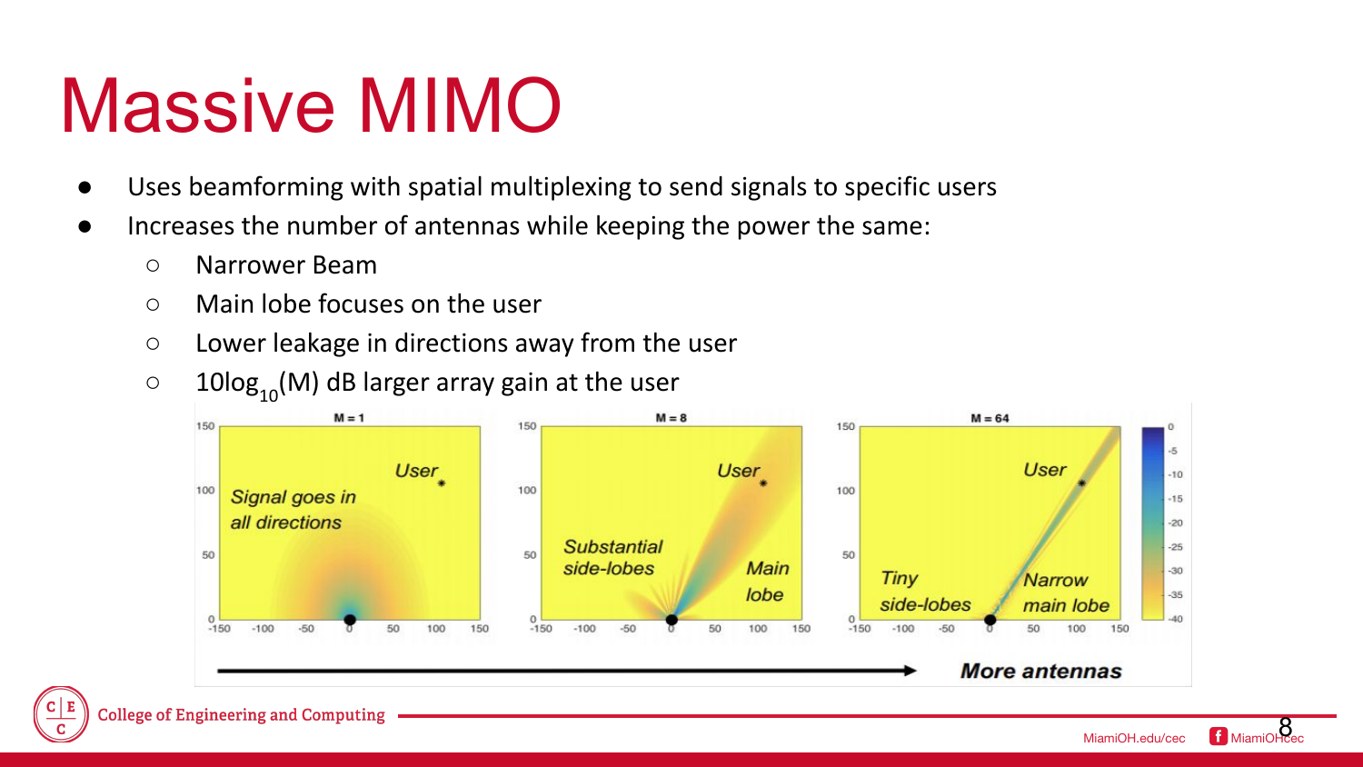# Massive MIMO

- Uses beamforming with spatial multiplexing to send signals to specific users
- Increases the number of antennas while keeping the power the same:
  - Narrower Beam
  - Main lobe focuses on the user
  - Lower leakage in directions away from the user
  - $10\log_{10}(M)$ dB larger array gain at the user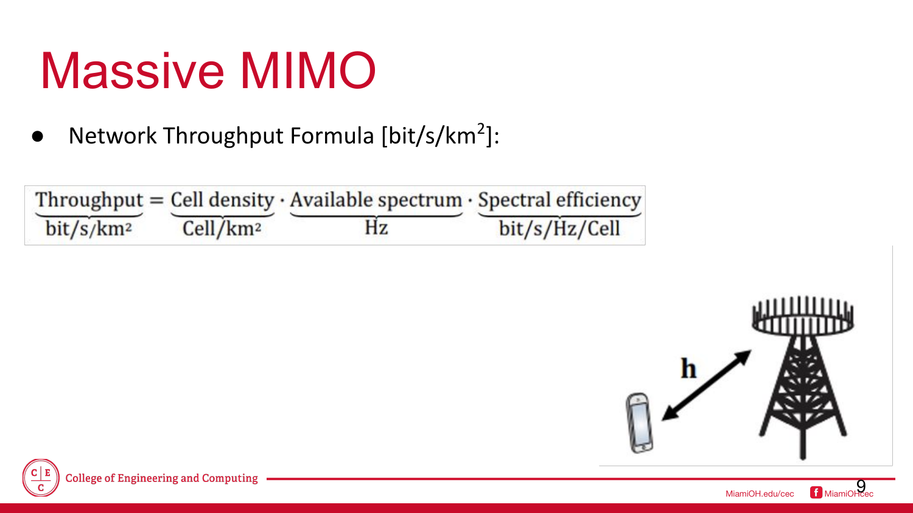# Massive MIMO

- Network Throughput Formula [bit/s/km$^2$]:

$$\underbrace{\text{Throughput}}_{\text{bit/s/km}^2} = \underbrace{\text{Cell density}}_{\text{Cell/km}^2} \cdot \underbrace{\text{Available spectrum}}_{\text{Hz}} \cdot \underbrace{\text{Spectral efficiency}}_{\text{bit/s/Hz/Cell}}$$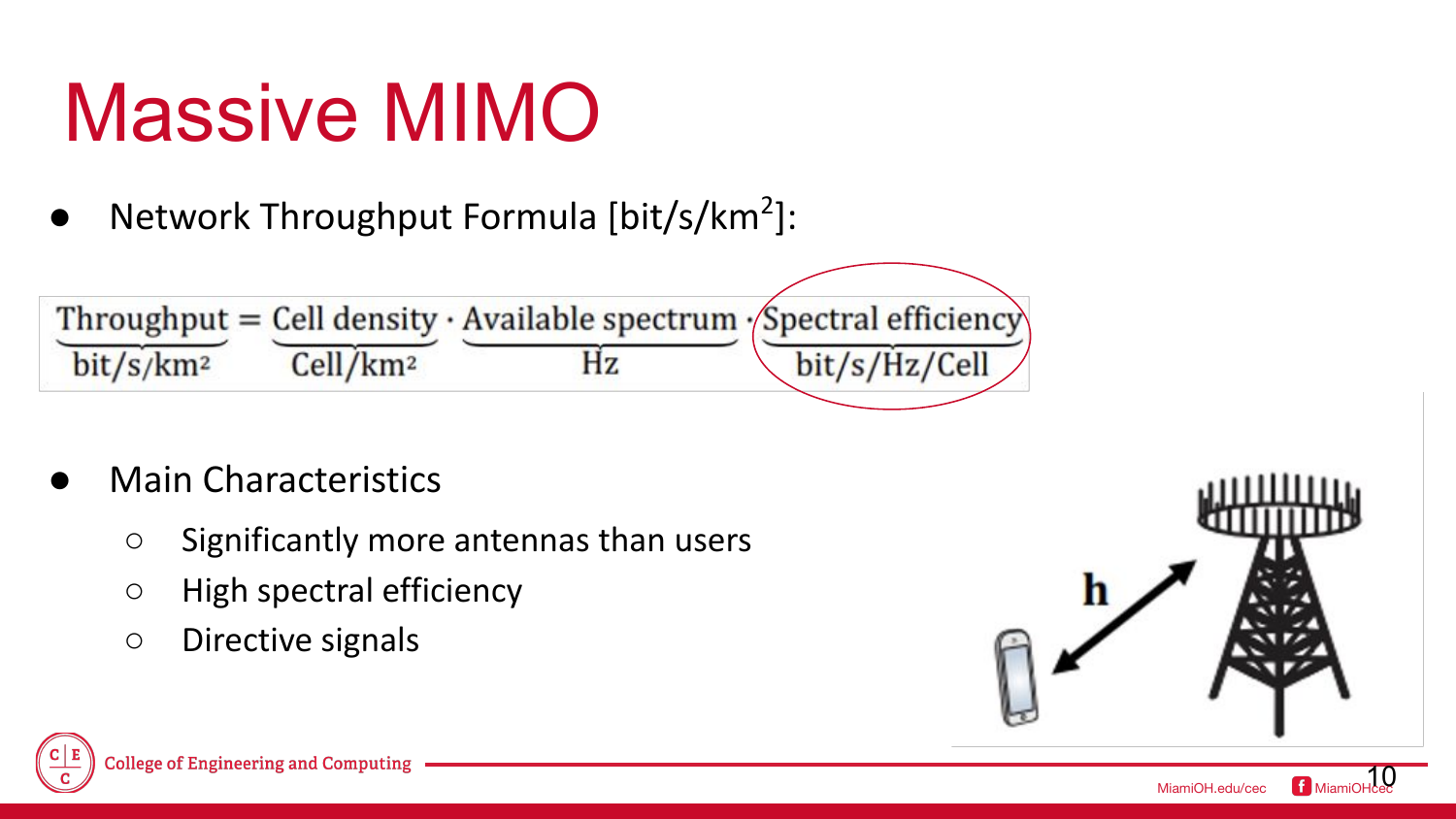# Massive MIMO

- Network Throughput Formula [bit/s/km$^2$]:

$$\underbrace{\text{Throughput}}_{\text{bit/s/km}^2} = \underbrace{\text{Cell density}}_{\text{Cell/km}^2} \cdot \underbrace{\text{Available spectrum}}_{\text{Hz}} \cdot \underbrace{\text{Spectral efficiency}}_{\text{bit/s/Hz/Cell}}$$

- Main Characteristics
  - Significantly more antennas than users
  - High spectral efficiency
  - Directive signals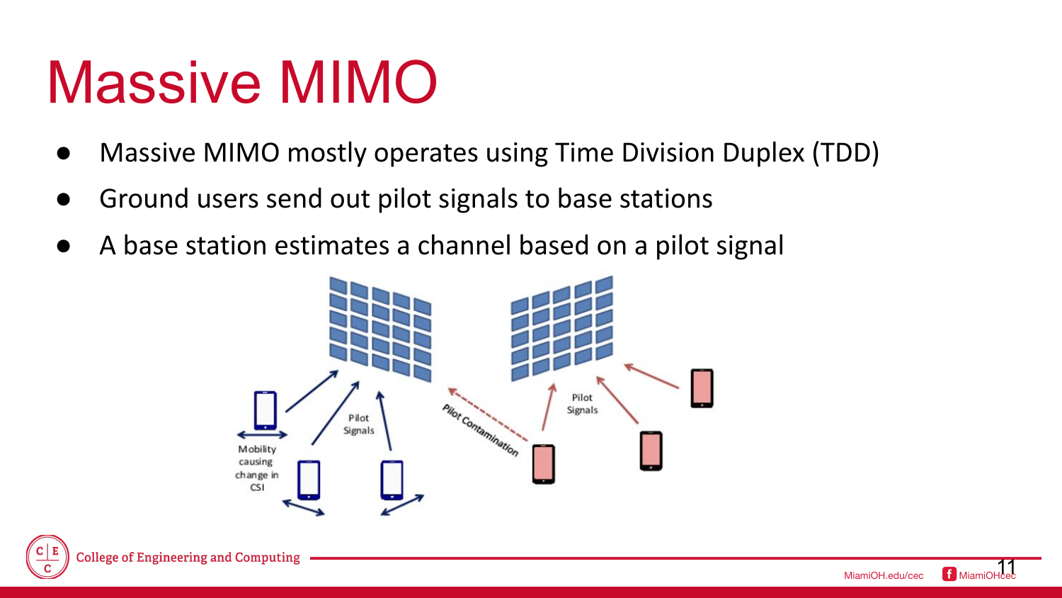# Massive MIMO

- Massive MIMO mostly operates using Time Division Duplex (TDD)
- Ground users send out pilot signals to base stations
- A base station estimates a channel based on a pilot signal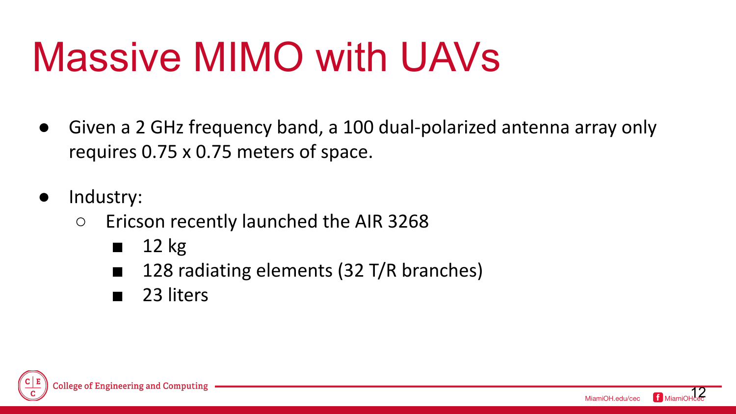# Massive MIMO with UAVs

- Given a 2 GHz frequency band, a 100 dual-polarized antenna array only requires 0.75 x 0.75 meters of space.
- Industry:
  - Ericson recently launched the AIR 3268
    - 12 kg
    - 128 radiating elements (32 T/R branches)
    - 23 liters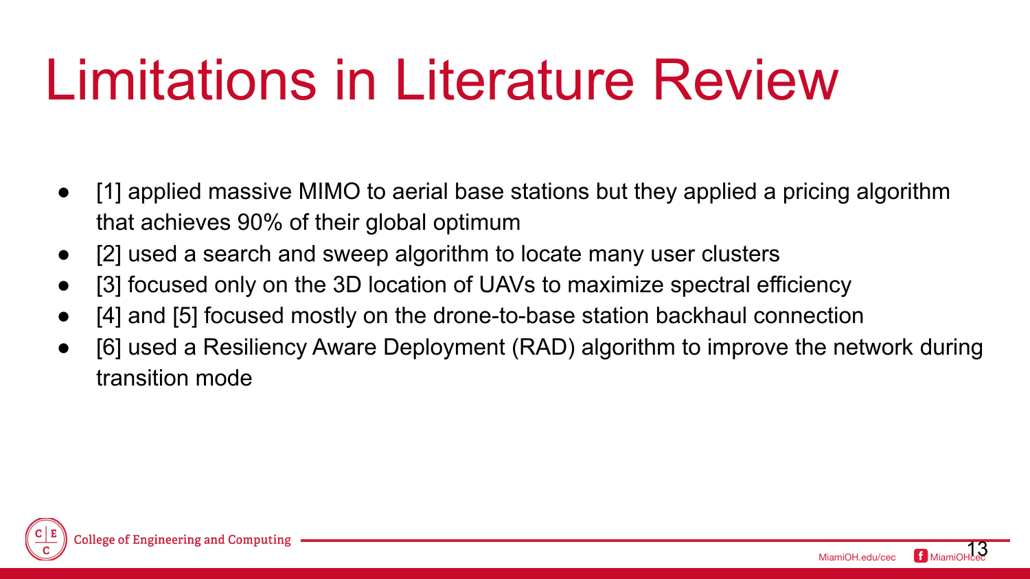# Limitations in Literature Review

- [1] applied massive MIMO to aerial base stations but they applied a pricing algorithm that achieves 90% of their global optimum
- [2] used a search and sweep algorithm to locate many user clusters
- [3] focused only on the 3D location of UAVs to maximize spectral efficiency
- [4] and [5] focused mostly on the drone-to-base station backhaul connection
- [6] used a Resiliency Aware Deployment (RAD) algorithm to improve the network during transition mode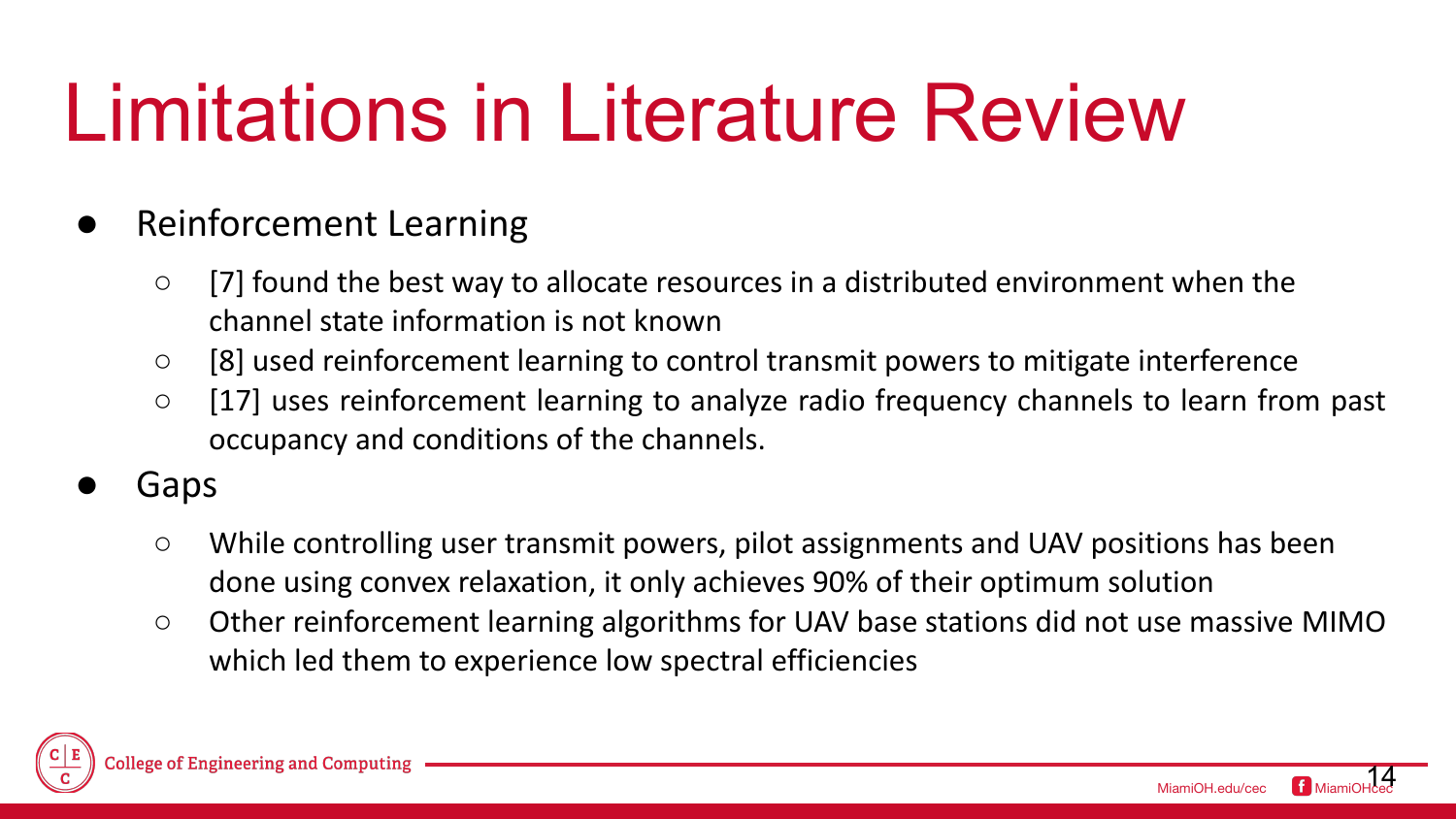# Limitations in Literature Review

- Reinforcement Learning
  - [7] found the best way to allocate resources in a distributed environment when the channel state information is not known
  - [8] used reinforcement learning to control transmit powers to mitigate interference
  - [17] uses reinforcement learning to analyze radio frequency channels to learn from past occupancy and conditions of the channels.
- Gaps
  - While controlling user transmit powers, pilot assignments and UAV positions has been done using convex relaxation, it only achieves 90% of their optimum solution
  - Other reinforcement learning algorithms for UAV base stations did not use massive MIMO which led them to experience low spectral efficiencies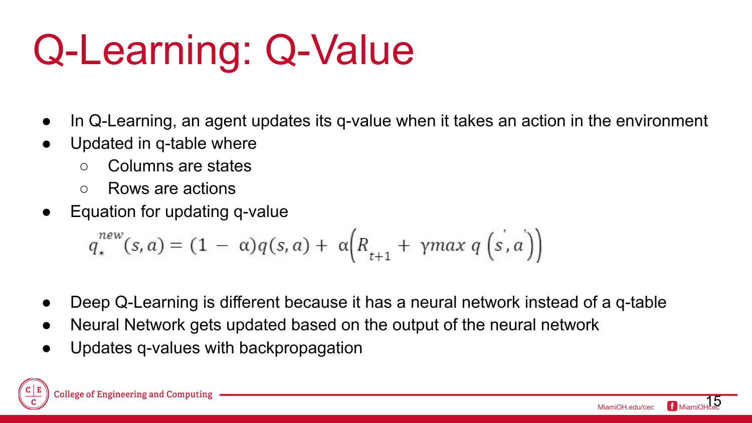# Q-Learning: Q-Value

- In Q-Learning, an agent updates its q-value when it takes an action in the environment
- Updated in q-table where
  - Columns are states
  - Rows are actions
- Equation for updating q-value

$$q_{*}^{new}(s,a) = (1 - \alpha)q(s,a) + \alpha\left(R_{t+1} + \gamma max\, q\left(s^{'},a^{'}\right)\right)$$

- Deep Q-Learning is different because it has a neural network instead of a q-table
- Neural Network gets updated based on the output of the neural network
- Updates q-values with backpropagation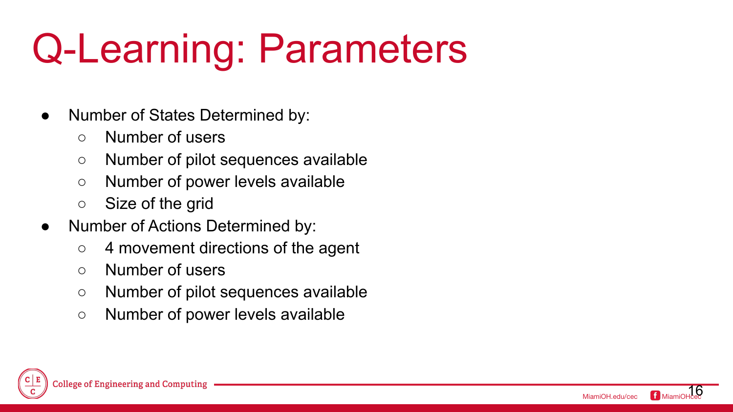# Q-Learning: Parameters

- Number of States Determined by:
  - Number of users
  - Number of pilot sequences available
  - Number of power levels available
  - Size of the grid
- Number of Actions Determined by:
  - 4 movement directions of the agent
  - Number of users
  - Number of pilot sequences available
  - Number of power levels available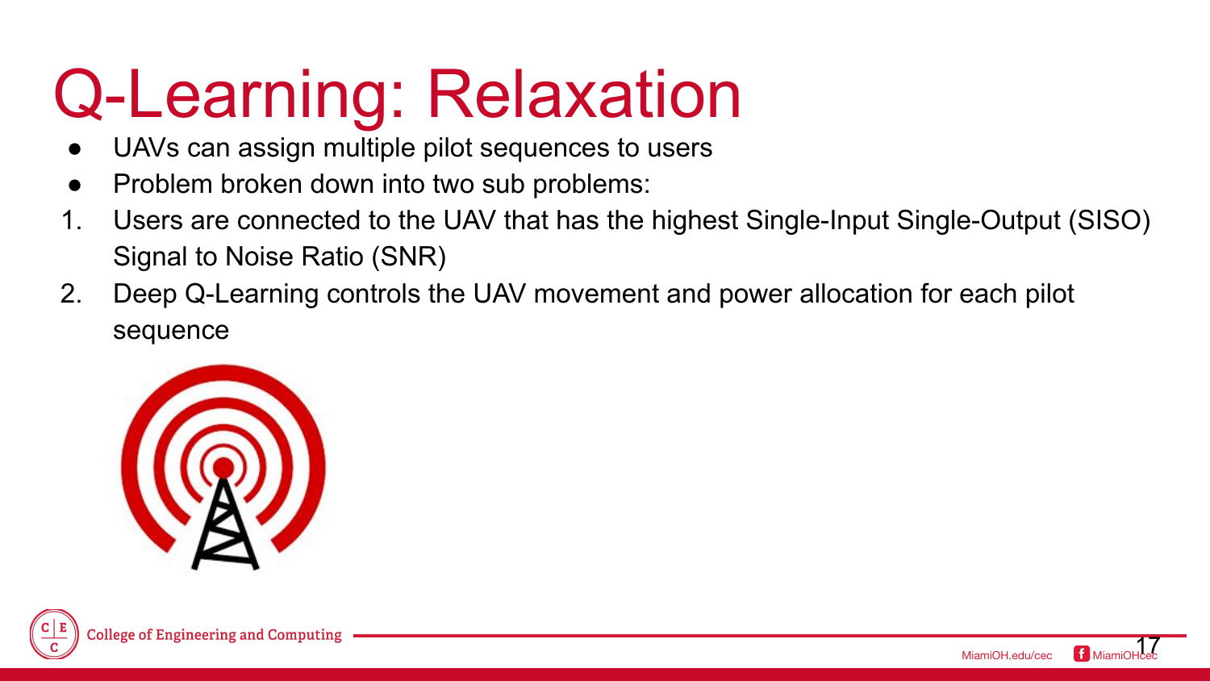# Q-Learning: Relaxation

- UAVs can assign multiple pilot sequences to users
- Problem broken down into two sub problems:

1. Users are connected to the UAV that has the highest Single-Input Single-Output (SISO) Signal to Noise Ratio (SNR)
2. Deep Q-Learning controls the UAV movement and power allocation for each pilot sequence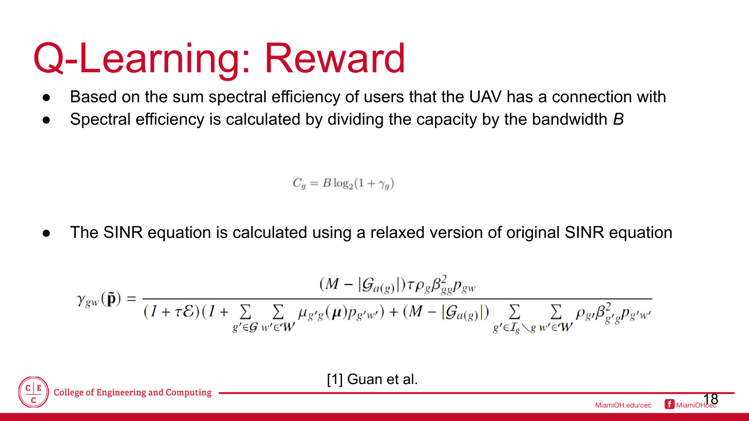# Q-Learning: Reward

- Based on the sum spectral efficiency of users that the UAV has a connection with
- Spectral efficiency is calculated by dividing the capacity by the bandwidth $B$

$$C_g = B \log_2(1 + \gamma_g)$$

- The SINR equation is calculated using a relaxed version of original SINR equation

$$\gamma_{gw}(\tilde{\mathbf{p}}) = \frac{(M - |\mathcal{G}_{a(g)}|)\tau \rho_g \beta_{gg}^2 p_{gw}}{(1 + \tau\mathcal{E})(1 + \sum_{g' \in \mathcal{G}} \sum_{w' \in \mathcal{W}} \mu_{g'g}(\boldsymbol{\mu}) p_{g'w'}) + (M - |\mathcal{G}_{a(g)}|) \sum_{g' \in \mathcal{I}_g \setminus g} \sum_{w' \in \mathcal{W}} \rho_{g'} \beta_{g'g}^2 p_{g'w'}}$$

[1] Guan et al.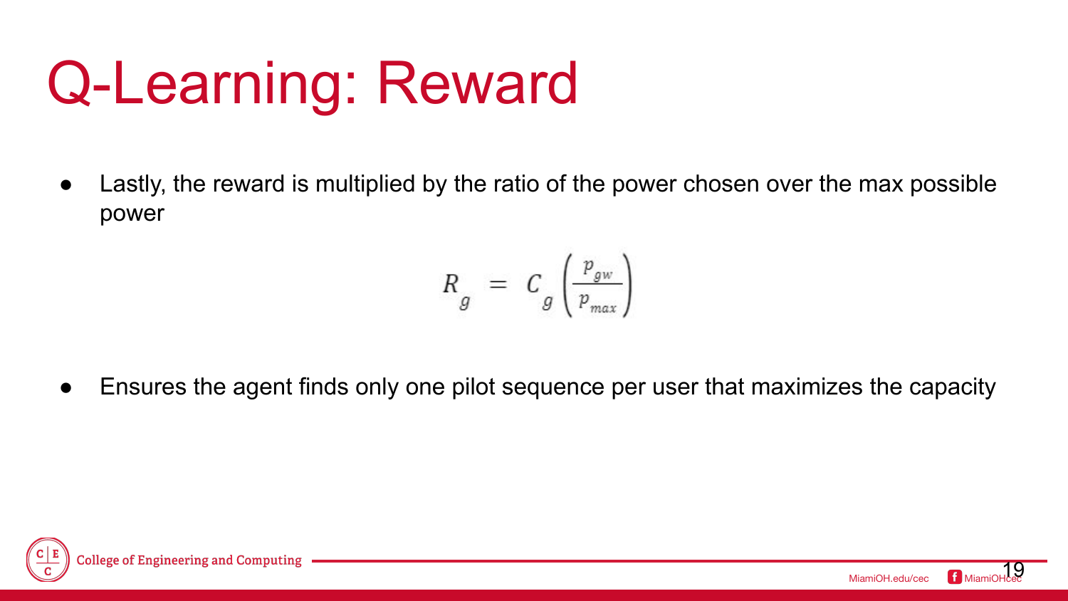# Q-Learning: Reward

- Lastly, the reward is multiplied by the ratio of the power chosen over the max possible power

$$R_g = C_g \left( \frac{p_{gw}}{p_{max}} \right)$$

- Ensures the agent finds only one pilot sequence per user that maximizes the capacity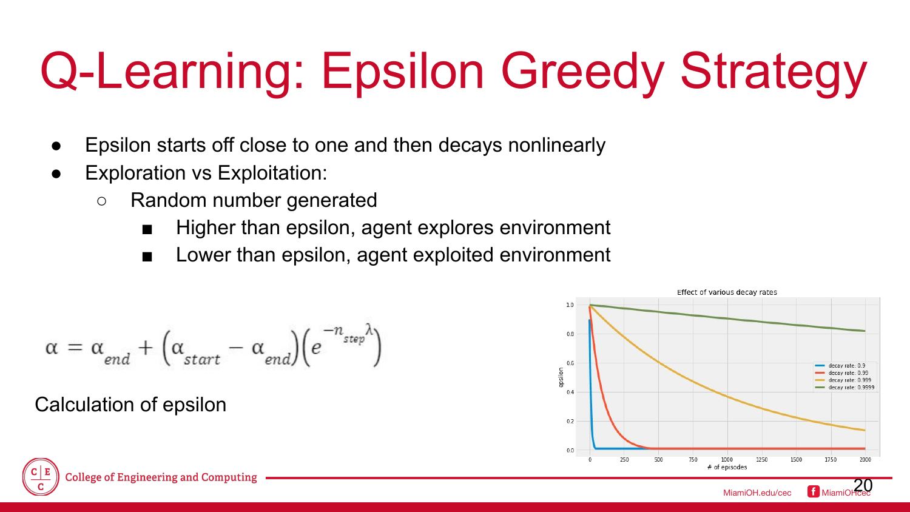# Q-Learning: Epsilon Greedy Strategy

- Epsilon starts off close to one and then decays nonlinearly
- Exploration vs Exploitation:
  - Random number generated
    - Higher than epsilon, agent explores environment
    - Lower than epsilon, agent exploited environment

$$\alpha = \alpha_{end} + \left(\alpha_{start} - \alpha_{end}\right)\left(e^{-n_{step}\lambda}\right)$$

Calculation of epsilon

Effect of various decay rates

| decay rate |
|---|
| 0.9 |
| 0.99 |
| 0.999 |
| 0.9999 |

epsilon

of episodes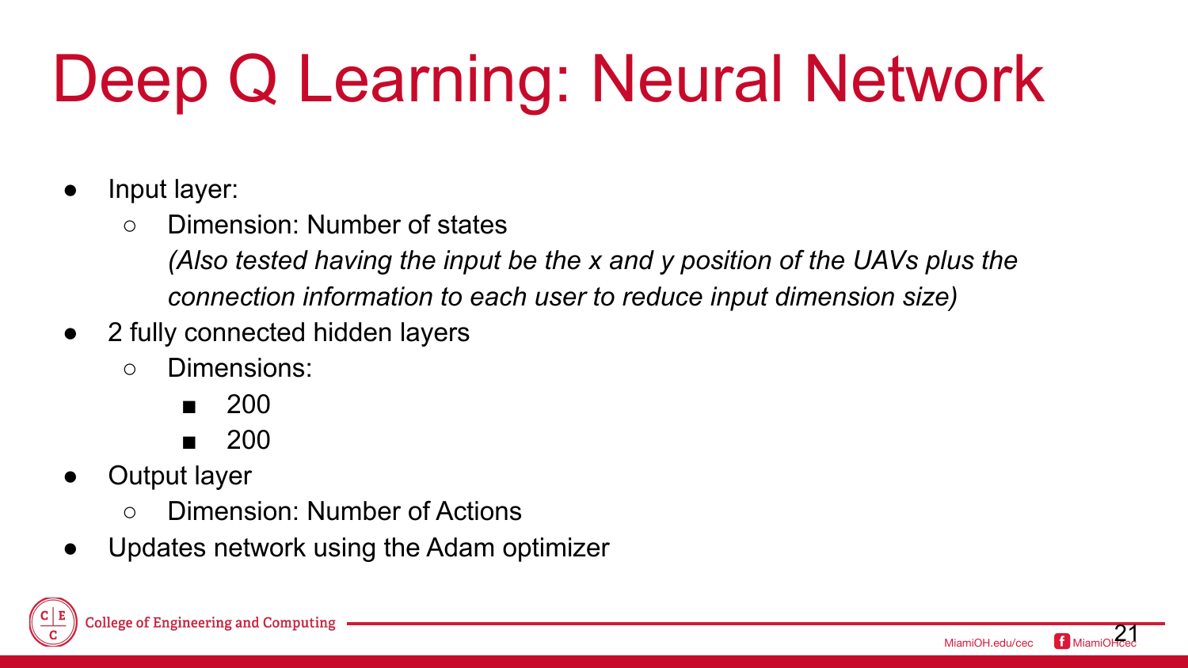# Deep Q Learning: Neural Network

- Input layer:
  - Dimension: Number of states

    *(Also tested having the input be the x and y position of the UAVs plus the connection information to each user to reduce input dimension size)*
- 2 fully connected hidden layers
  - Dimensions:
    - 200
    - 200
- Output layer
  - Dimension: Number of Actions
- Updates network using the Adam optimizer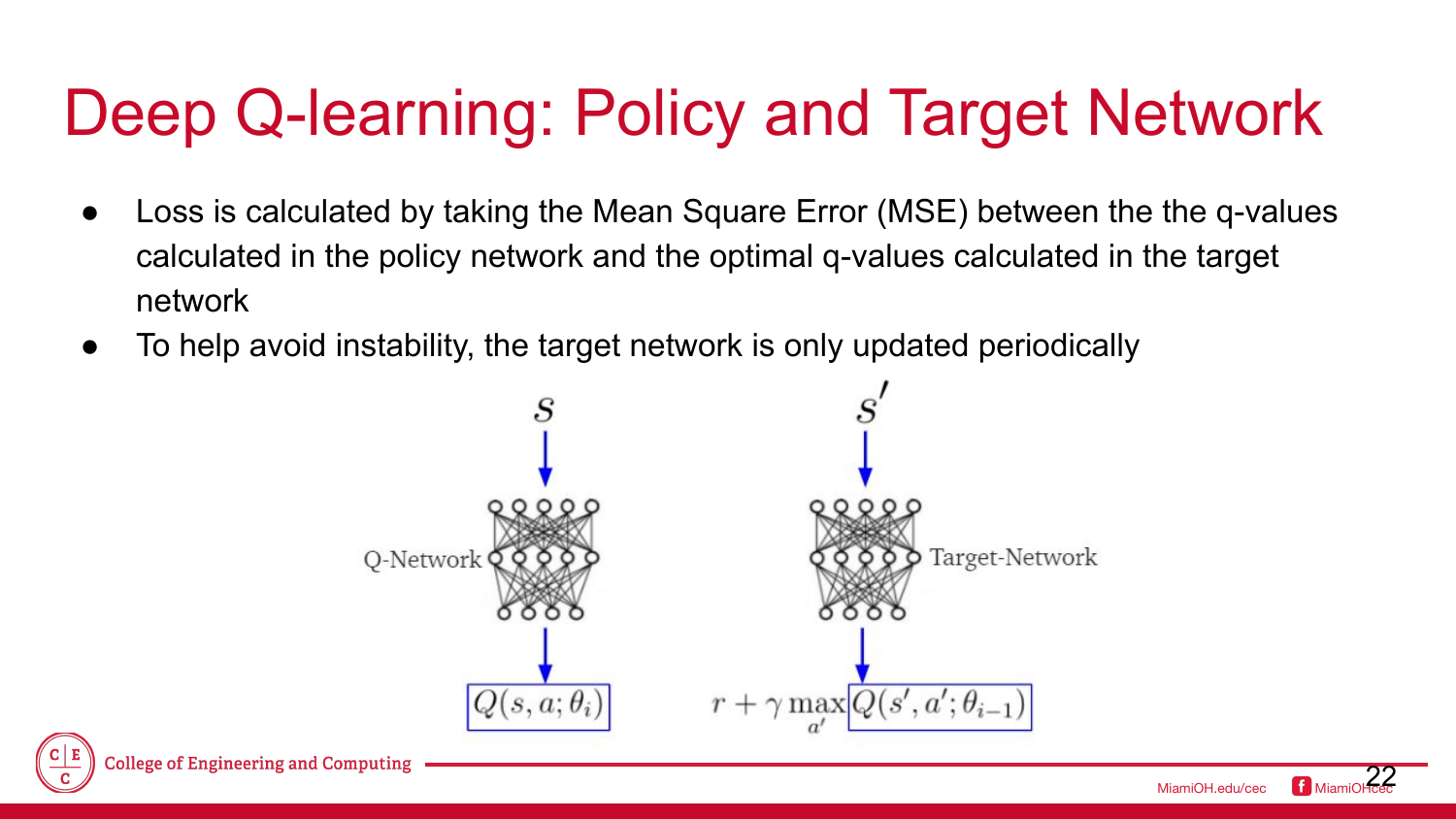# Deep Q-learning: Policy and Target Network

- Loss is calculated by taking the Mean Square Error (MSE) between the the q-values calculated in the policy network and the optimal q-values calculated in the target network
- To help avoid instability, the target network is only updated periodically

$s$ → Q-Network → $Q(s, a; \theta_i)$

$s'$ → Target-Network → $r + \gamma \max_{a'} Q(s', a'; \theta_{i-1})$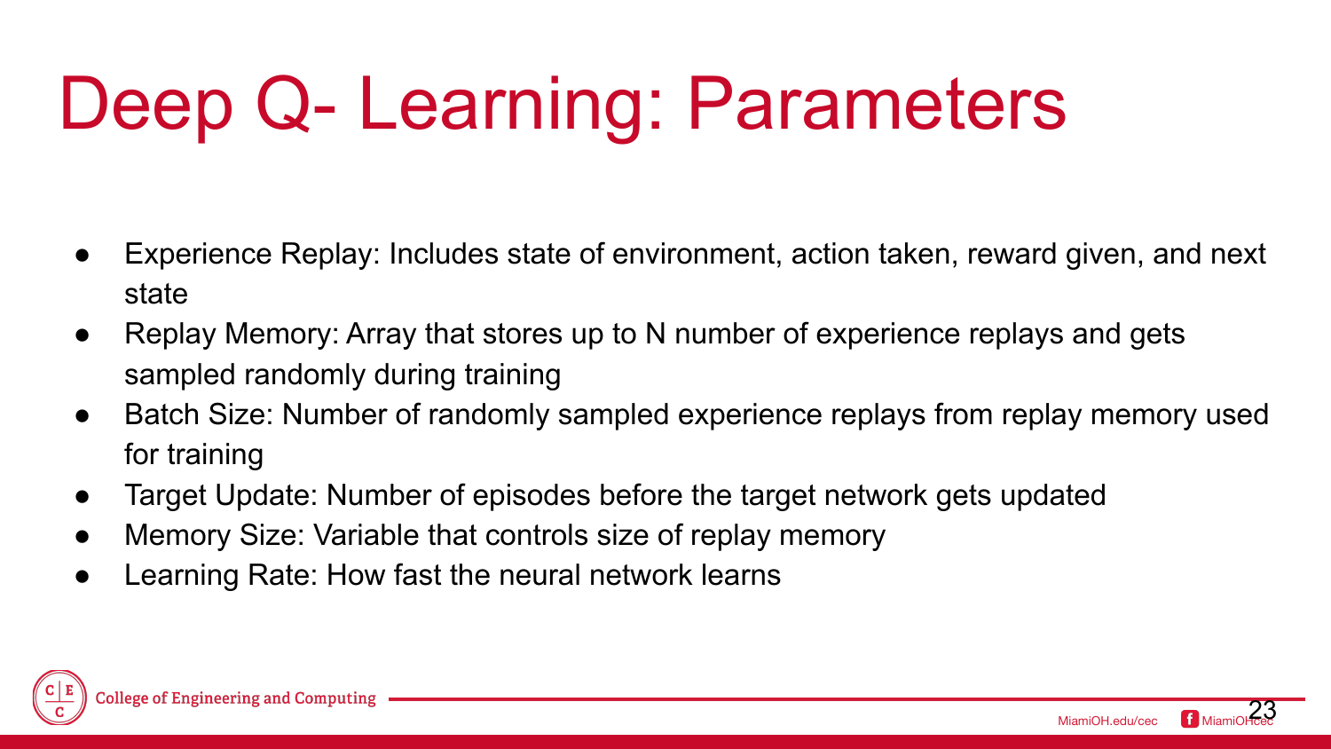# Deep Q- Learning: Parameters

- Experience Replay: Includes state of environment, action taken, reward given, and next state
- Replay Memory: Array that stores up to N number of experience replays and gets sampled randomly during training
- Batch Size: Number of randomly sampled experience replays from replay memory used for training
- Target Update: Number of episodes before the target network gets updated
- Memory Size: Variable that controls size of replay memory
- Learning Rate: How fast the neural network learns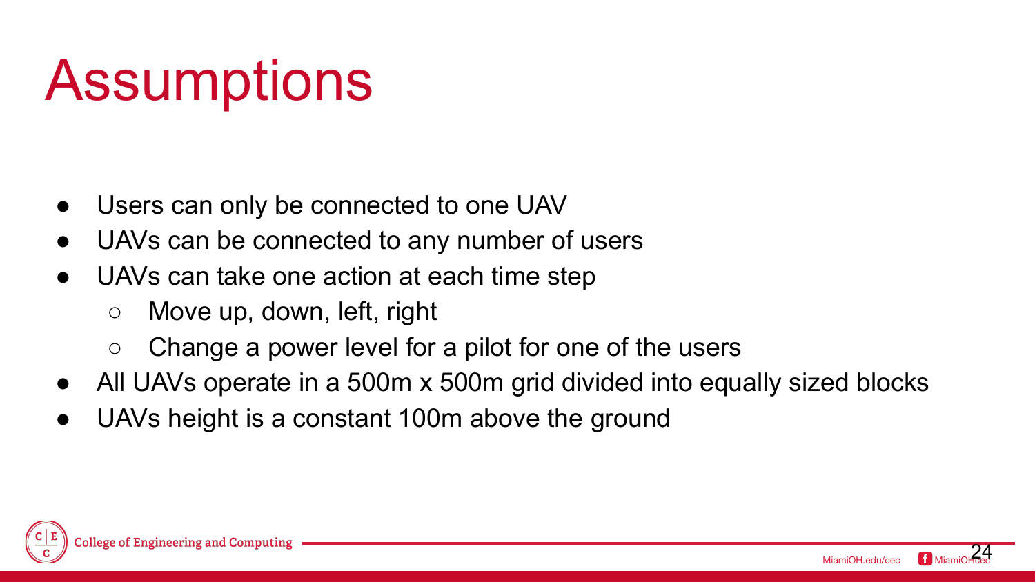# Assumptions

- Users can only be connected to one UAV
- UAVs can be connected to any number of users
- UAVs can take one action at each time step
  - Move up, down, left, right
  - Change a power level for a pilot for one of the users
- All UAVs operate in a 500m x 500m grid divided into equally sized blocks
- UAVs height is a constant 100m above the ground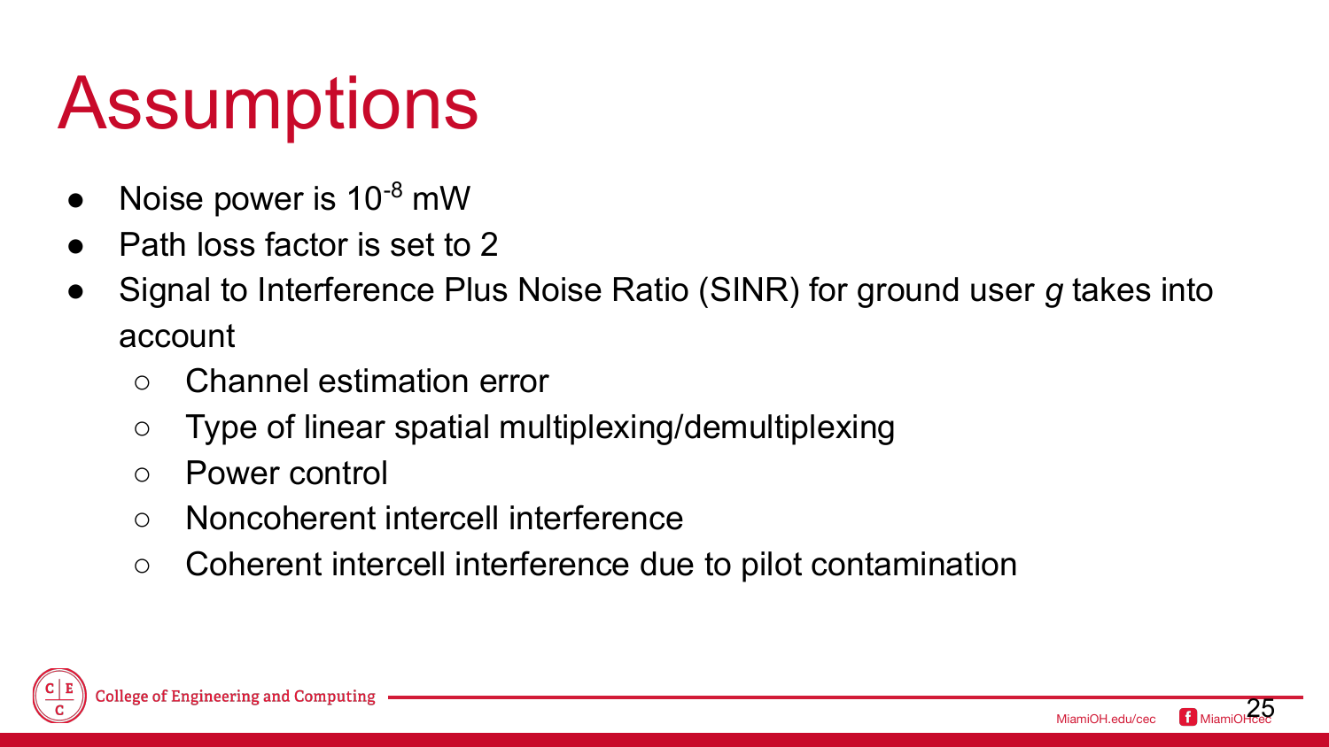# Assumptions

- Noise power is $10^{-8}$ mW
- Path loss factor is set to 2
- Signal to Interference Plus Noise Ratio (SINR) for ground user *g* takes into account
  - Channel estimation error
  - Type of linear spatial multiplexing/demultiplexing
  - Power control
  - Noncoherent intercell interference
  - Coherent intercell interference due to pilot contamination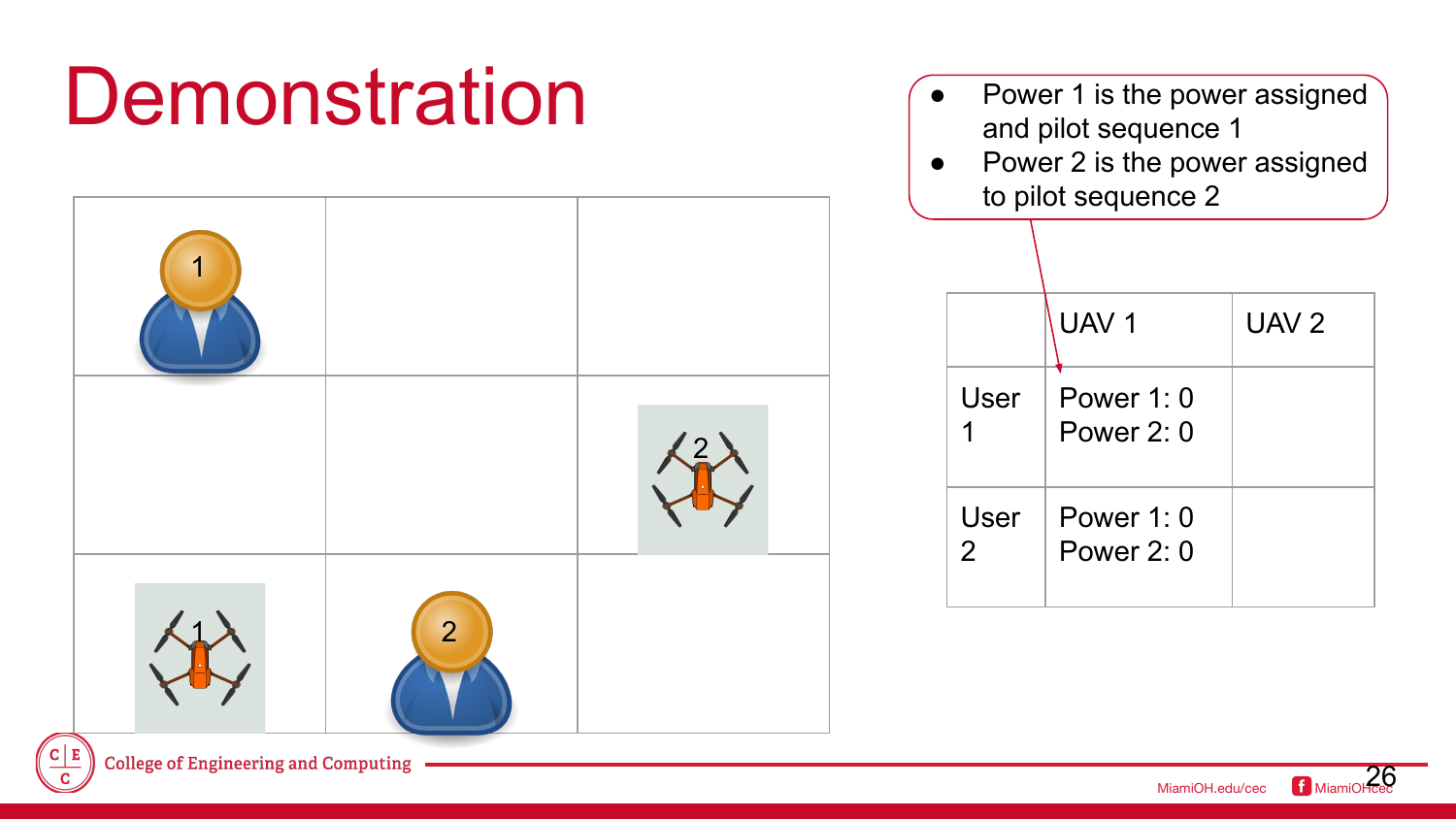# Demonstration

- Power 1 is the power assigned and pilot sequence 1
- Power 2 is the power assigned to pilot sequence 2

|  | UAV 1 | UAV 2 |
|---|---|---|
| User 1 | Power 1: 0<br>Power 2: 0 |  |
| User 2 | Power 1: 0<br>Power 2: 0 |  |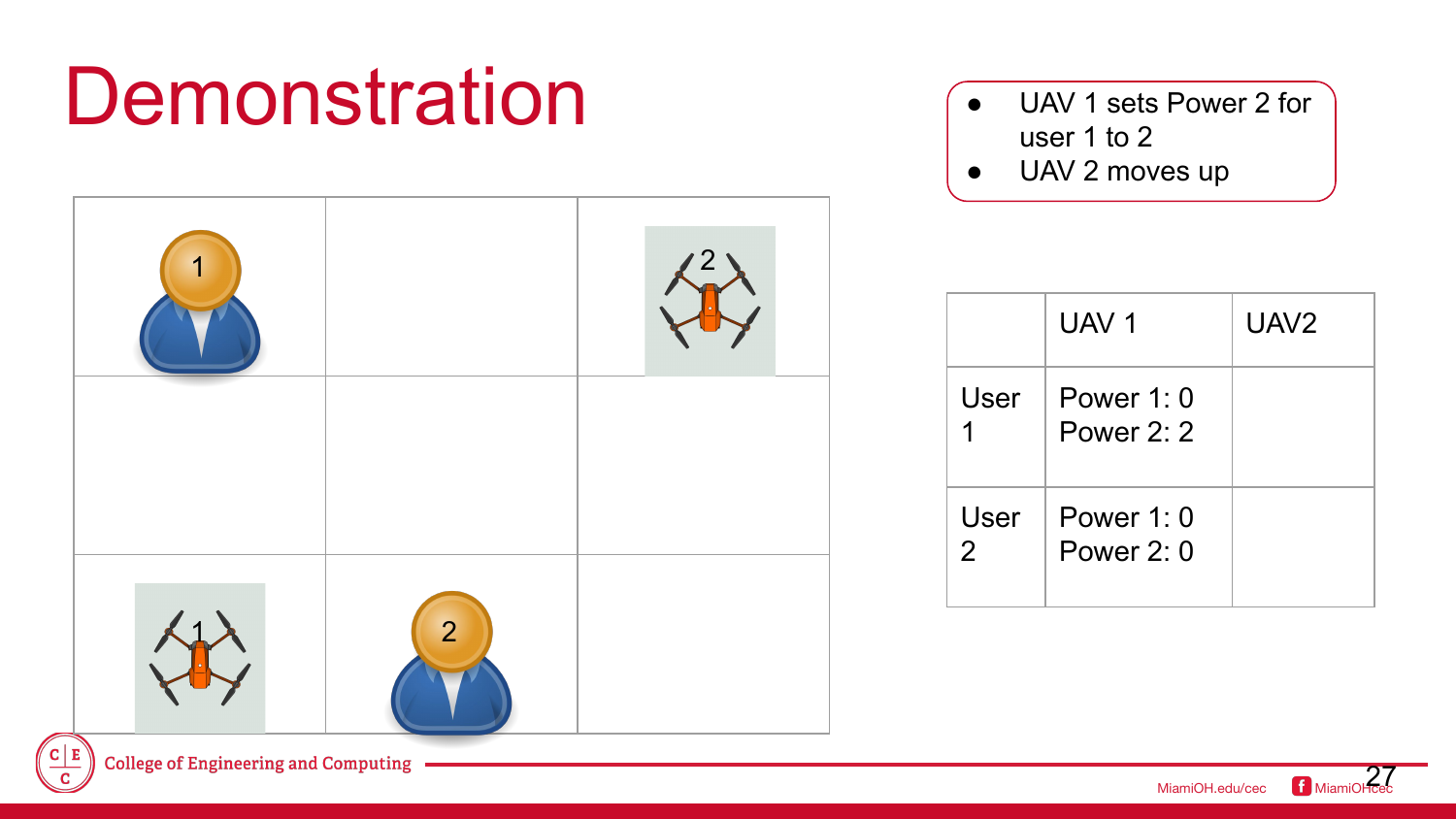# Demonstration

- UAV 1 sets Power 2 for user 1 to 2
- UAV 2 moves up

| | UAV 1 | UAV2 |
|---|---|---|
| User 1 | Power 1: 0<br>Power 2: 2 | |
| User 2 | Power 1: 0<br>Power 2: 0 | |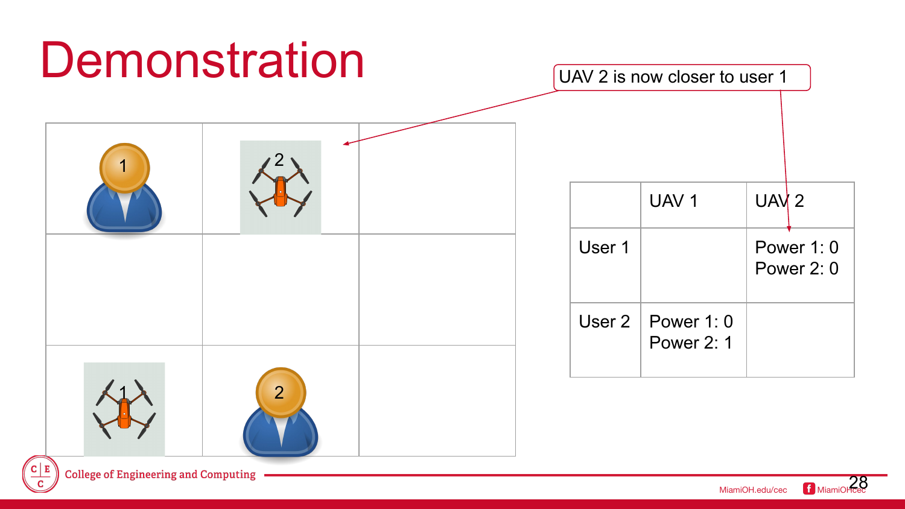# Demonstration

UAV 2 is now closer to user 1

| | UAV 1 | UAV 2 |
|---|---|---|
| User 1 | | Power 1: 0<br>Power 2: 0 |
| User 2 | Power 1: 0<br>Power 2: 1 | |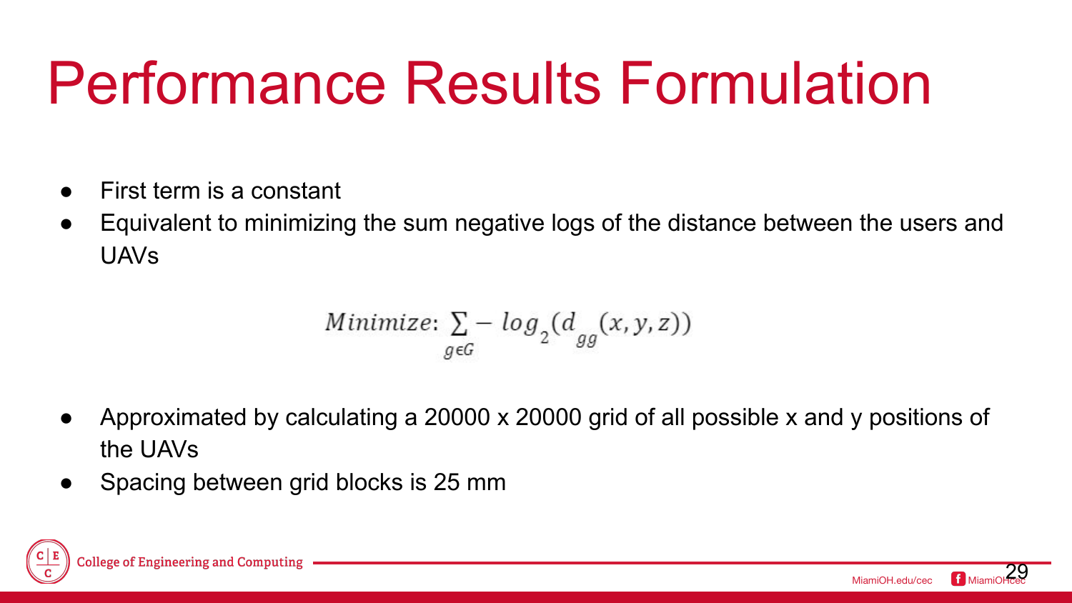# Performance Results Formulation

- First term is a constant
- Equivalent to minimizing the sum negative logs of the distance between the users and UAVs

$$Minimize: \sum_{g \epsilon G} - log_2(d_{gg}(x, y, z))$$

- Approximated by calculating a 20000 x 20000 grid of all possible x and y positions of the UAVs
- Spacing between grid blocks is 25 mm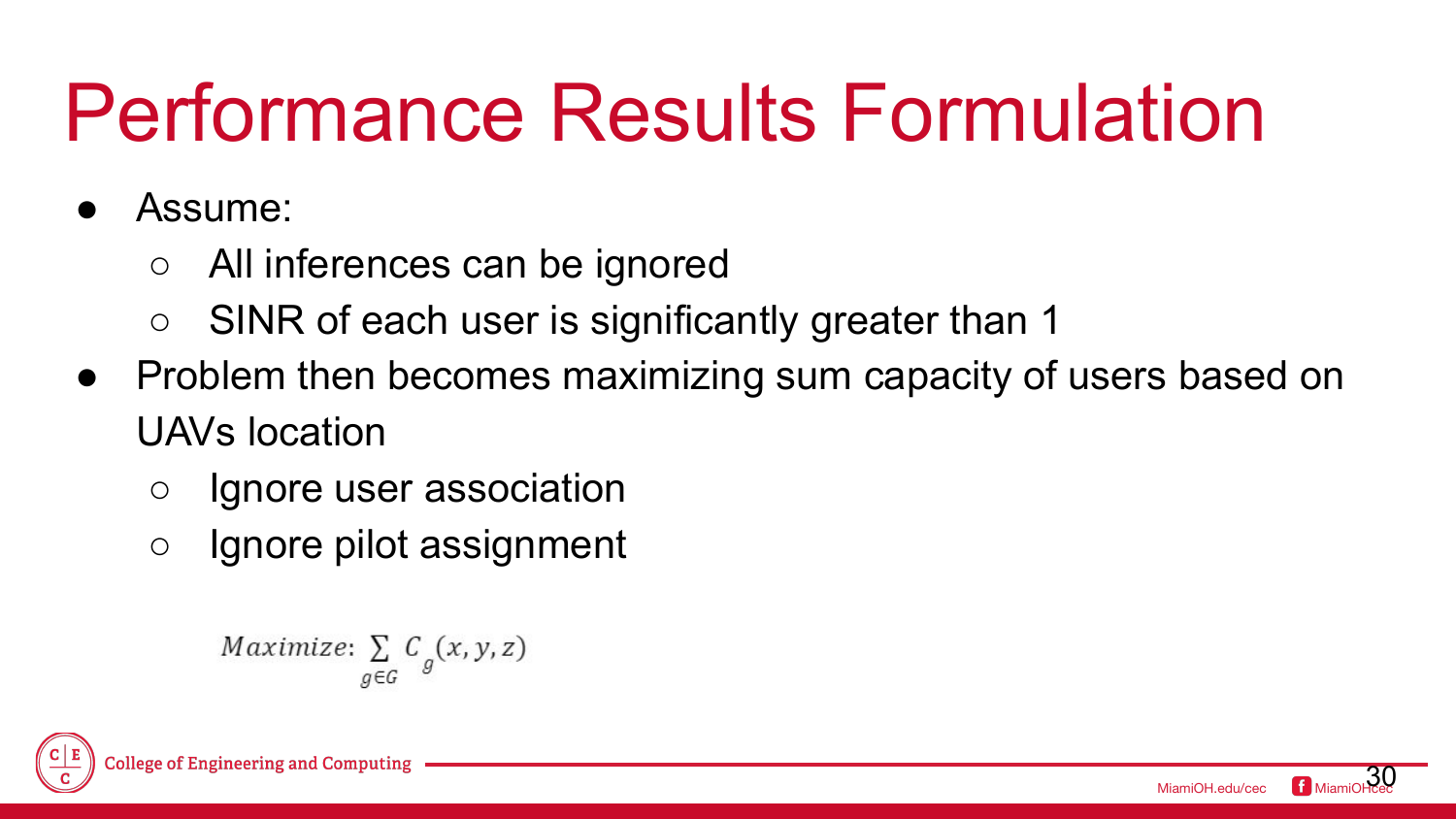# Performance Results Formulation

- Assume:
  - All inferences can be ignored
  - SINR of each user is significantly greater than 1
- Problem then becomes maximizing sum capacity of users based on UAVs location
  - Ignore user association
  - Ignore pilot assignment

$$Maximize: \sum_{g \in G} C_g(x, y, z)$$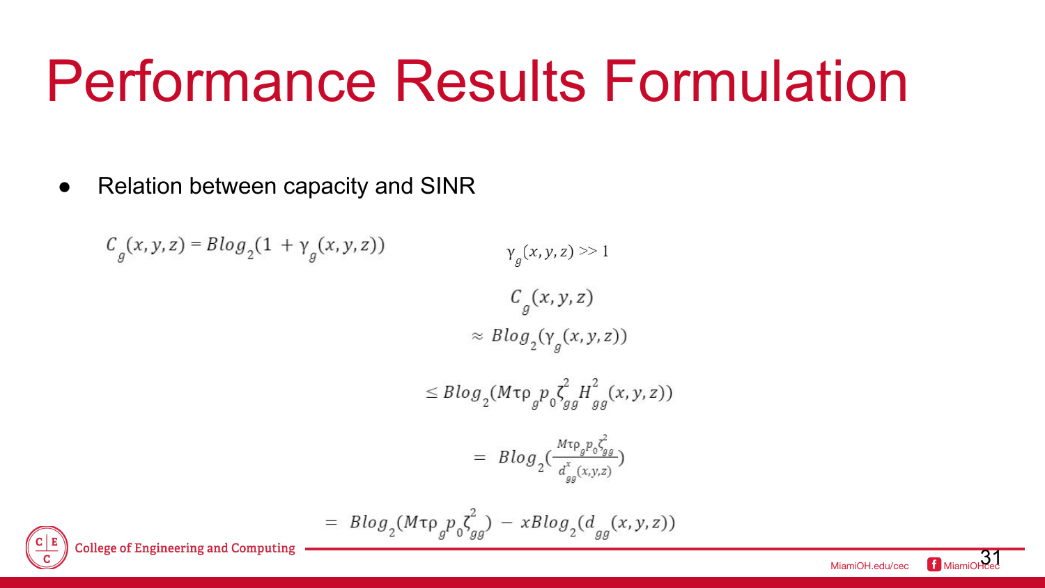# Performance Results Formulation

- Relation between capacity and SINR

$$C_g(x, y, z) = B\log_2(1 + \gamma_g(x, y, z))$$

$$\gamma_g(x, y, z) >> 1$$

$$C_g(x, y, z)$$

$$\approx B\log_2(\gamma_g(x, y, z))$$

$$\leq B\log_2(M\tau\rho_g p_0 \zeta_{gg}^2 H_{gg}^2(x, y, z))$$

$$= B\log_2\left(\frac{M\tau\rho_g p_0 \zeta_{gg}^2}{d_{gg}^x(x, y, z)}\right)$$

$$= B\log_2(M\tau\rho_g p_0 \zeta_{gg}^2) - xB\log_2(d_{gg}(x, y, z))$$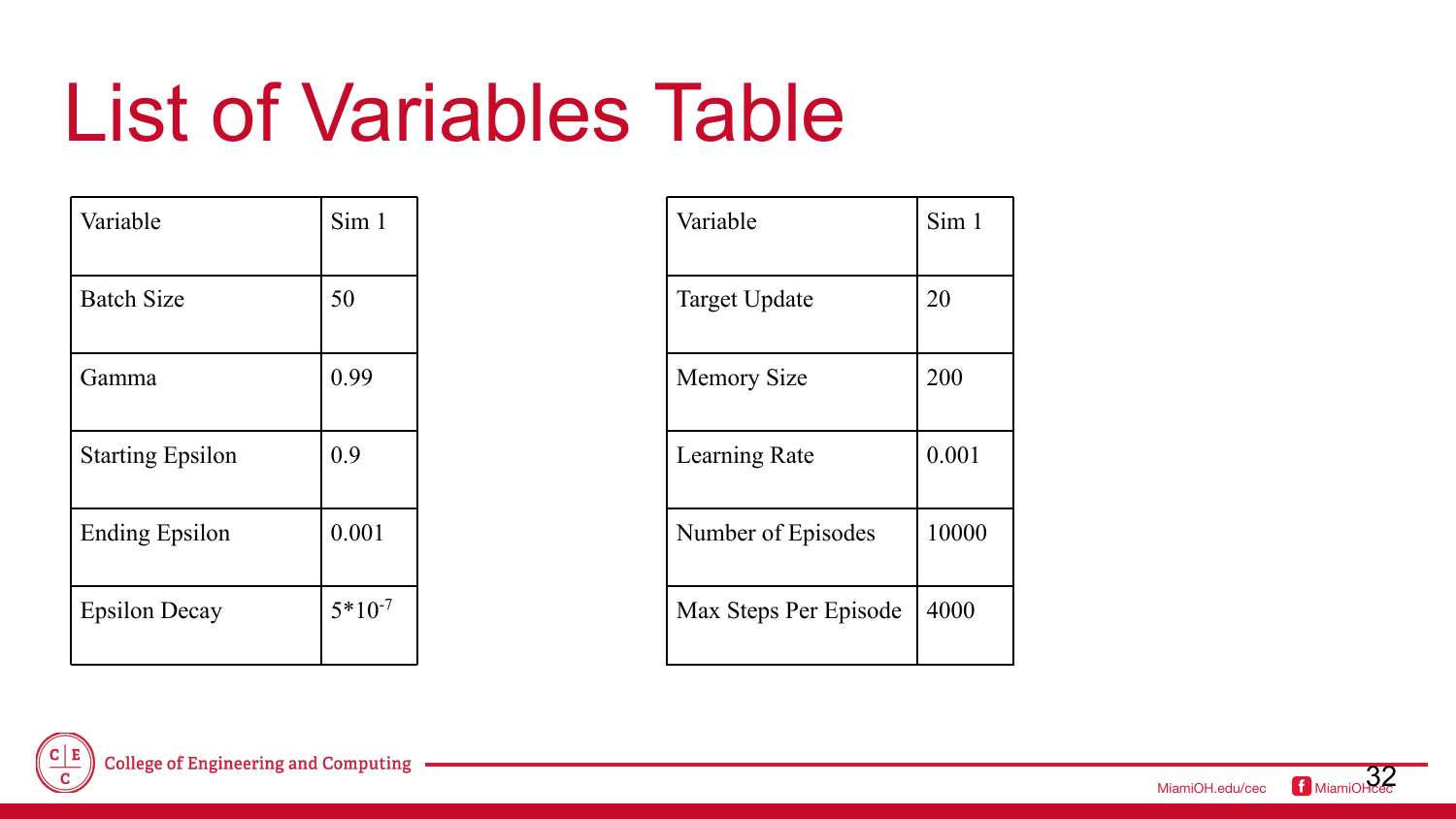# List of Variables Table

| Variable | Sim 1 |
| --- | --- |
| Batch Size | 50 |
| Gamma | 0.99 |
| Starting Epsilon | 0.9 |
| Ending Epsilon | 0.001 |
| Epsilon Decay | $5*10^{-7}$ |

| Variable | Sim 1 |
| --- | --- |
| Target Update | 20 |
| Memory Size | 200 |
| Learning Rate | 0.001 |
| Number of Episodes | 10000 |
| Max Steps Per Episode | 4000 |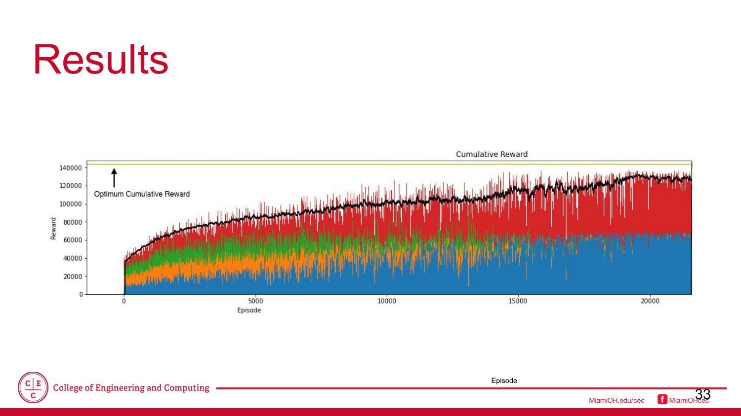# Results

Cumulative Reward

Optimum Cumulative Reward

Reward

Episode

Episode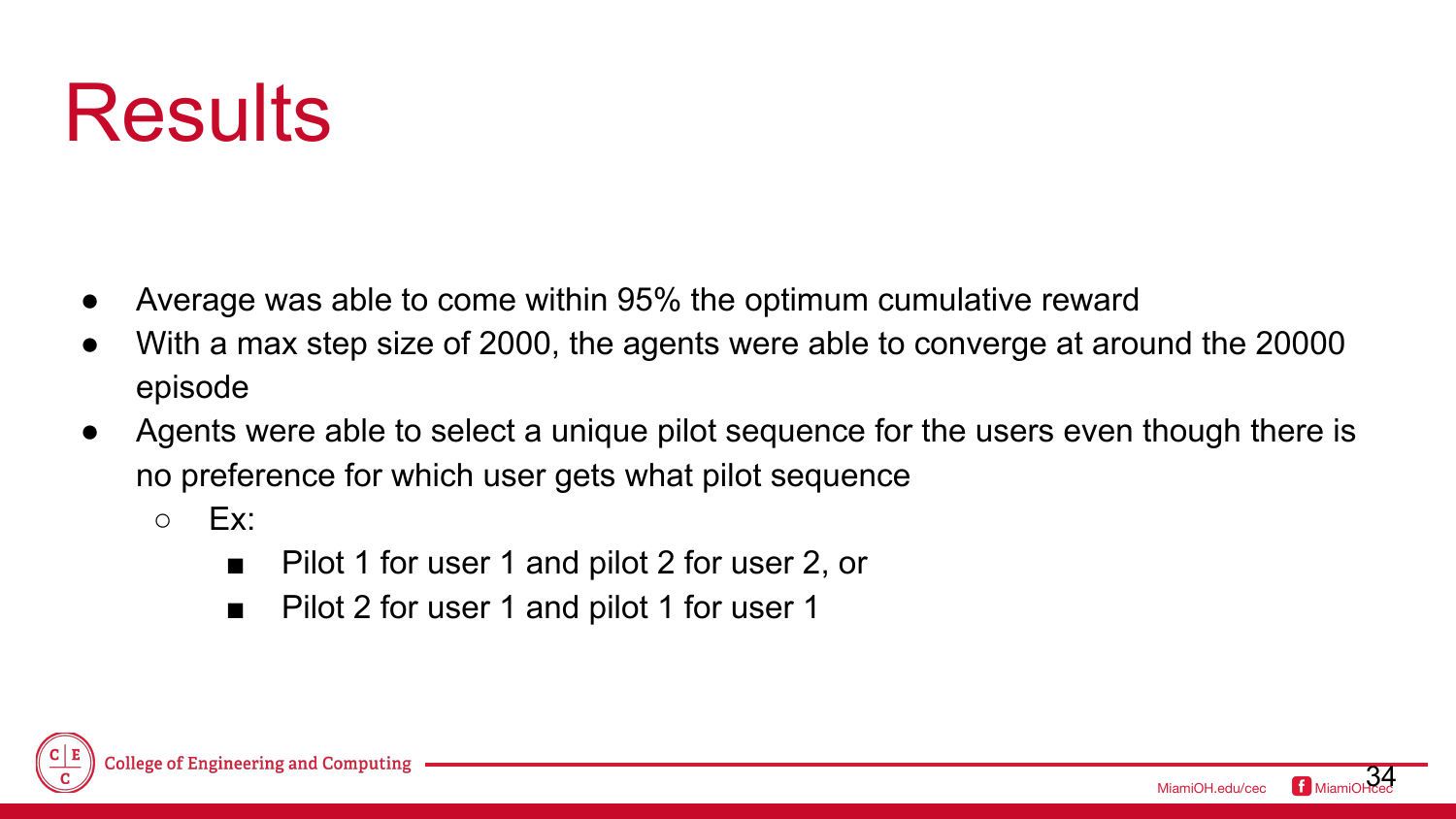# Results

- Average was able to come within 95% the optimum cumulative reward
- With a max step size of 2000, the agents were able to converge at around the 20000 episode
- Agents were able to select a unique pilot sequence for the users even though there is no preference for which user gets what pilot sequence
  - Ex:
    - Pilot 1 for user 1 and pilot 2 for user 2, or
    - Pilot 2 for user 1 and pilot 1 for user 1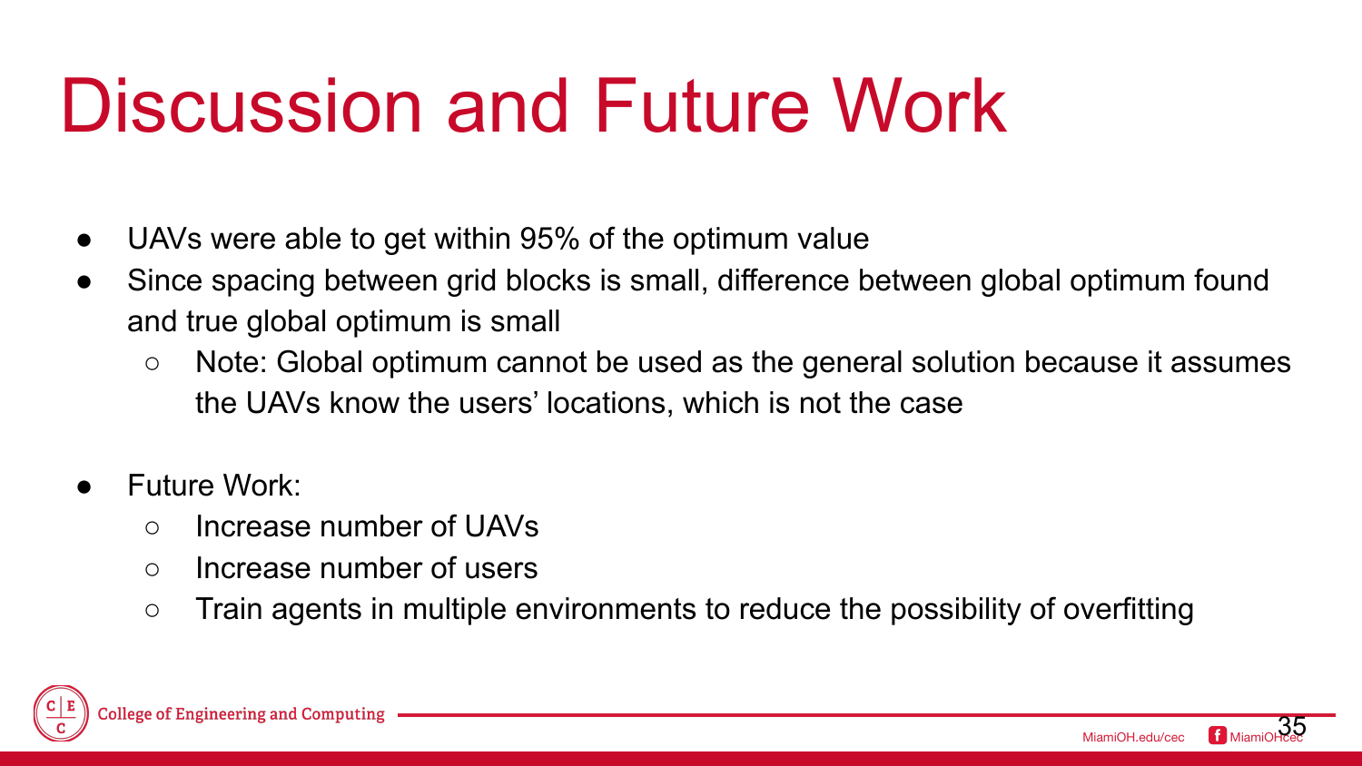# Discussion and Future Work

- UAVs were able to get within 95% of the optimum value
- Since spacing between grid blocks is small, difference between global optimum found and true global optimum is small
  - Note: Global optimum cannot be used as the general solution because it assumes the UAVs know the users' locations, which is not the case

- Future Work:
  - Increase number of UAVs
  - Increase number of users
  - Train agents in multiple environments to reduce the possibility of overfitting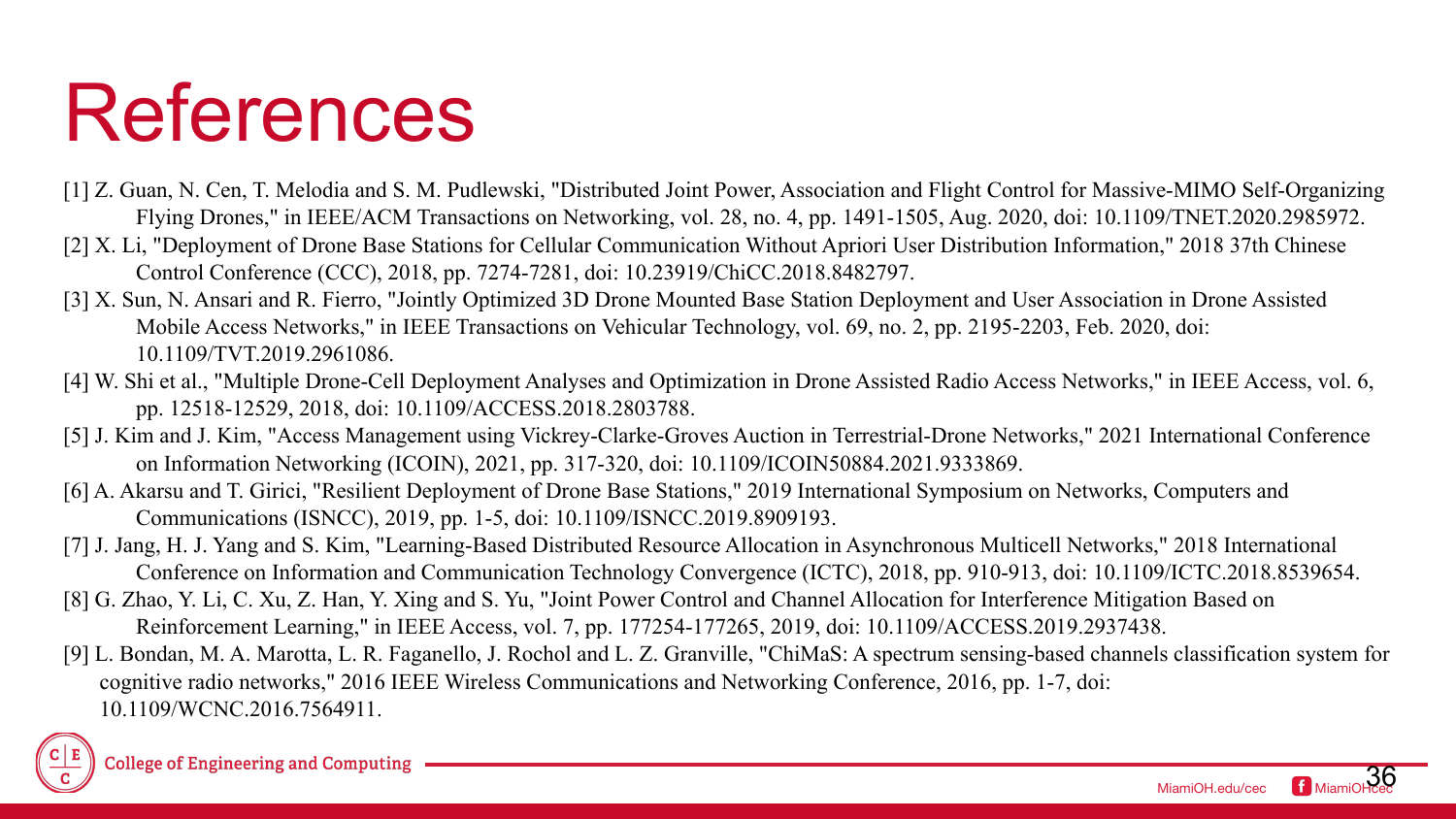# References

[1] Z. Guan, N. Cen, T. Melodia and S. M. Pudlewski, "Distributed Joint Power, Association and Flight Control for Massive-MIMO Self-Organizing Flying Drones," in IEEE/ACM Transactions on Networking, vol. 28, no. 4, pp. 1491-1505, Aug. 2020, doi: 10.1109/TNET.2020.2985972.

[2] X. Li, "Deployment of Drone Base Stations for Cellular Communication Without Apriori User Distribution Information," 2018 37th Chinese Control Conference (CCC), 2018, pp. 7274-7281, doi: 10.23919/ChiCC.2018.8482797.

[3] X. Sun, N. Ansari and R. Fierro, "Jointly Optimized 3D Drone Mounted Base Station Deployment and User Association in Drone Assisted Mobile Access Networks," in IEEE Transactions on Vehicular Technology, vol. 69, no. 2, pp. 2195-2203, Feb. 2020, doi: 10.1109/TVT.2019.2961086.

[4] W. Shi et al., "Multiple Drone-Cell Deployment Analyses and Optimization in Drone Assisted Radio Access Networks," in IEEE Access, vol. 6, pp. 12518-12529, 2018, doi: 10.1109/ACCESS.2018.2803788.

[5] J. Kim and J. Kim, "Access Management using Vickrey-Clarke-Groves Auction in Terrestrial-Drone Networks," 2021 International Conference on Information Networking (ICOIN), 2021, pp. 317-320, doi: 10.1109/ICOIN50884.2021.9333869.

[6] A. Akarsu and T. Girici, "Resilient Deployment of Drone Base Stations," 2019 International Symposium on Networks, Computers and Communications (ISNCC), 2019, pp. 1-5, doi: 10.1109/ISNCC.2019.8909193.

[7] J. Jang, H. J. Yang and S. Kim, "Learning-Based Distributed Resource Allocation in Asynchronous Multicell Networks," 2018 International Conference on Information and Communication Technology Convergence (ICTC), 2018, pp. 910-913, doi: 10.1109/ICTC.2018.8539654.

[8] G. Zhao, Y. Li, C. Xu, Z. Han, Y. Xing and S. Yu, "Joint Power Control and Channel Allocation for Interference Mitigation Based on Reinforcement Learning," in IEEE Access, vol. 7, pp. 177254-177265, 2019, doi: 10.1109/ACCESS.2019.2937438.

[9] L. Bondan, M. A. Marotta, L. R. Faganello, J. Rochol and L. Z. Granville, "ChiMaS: A spectrum sensing-based channels classification system for cognitive radio networks," 2016 IEEE Wireless Communications and Networking Conference, 2016, pp. 1-7, doi: 10.1109/WCNC.2016.7564911.